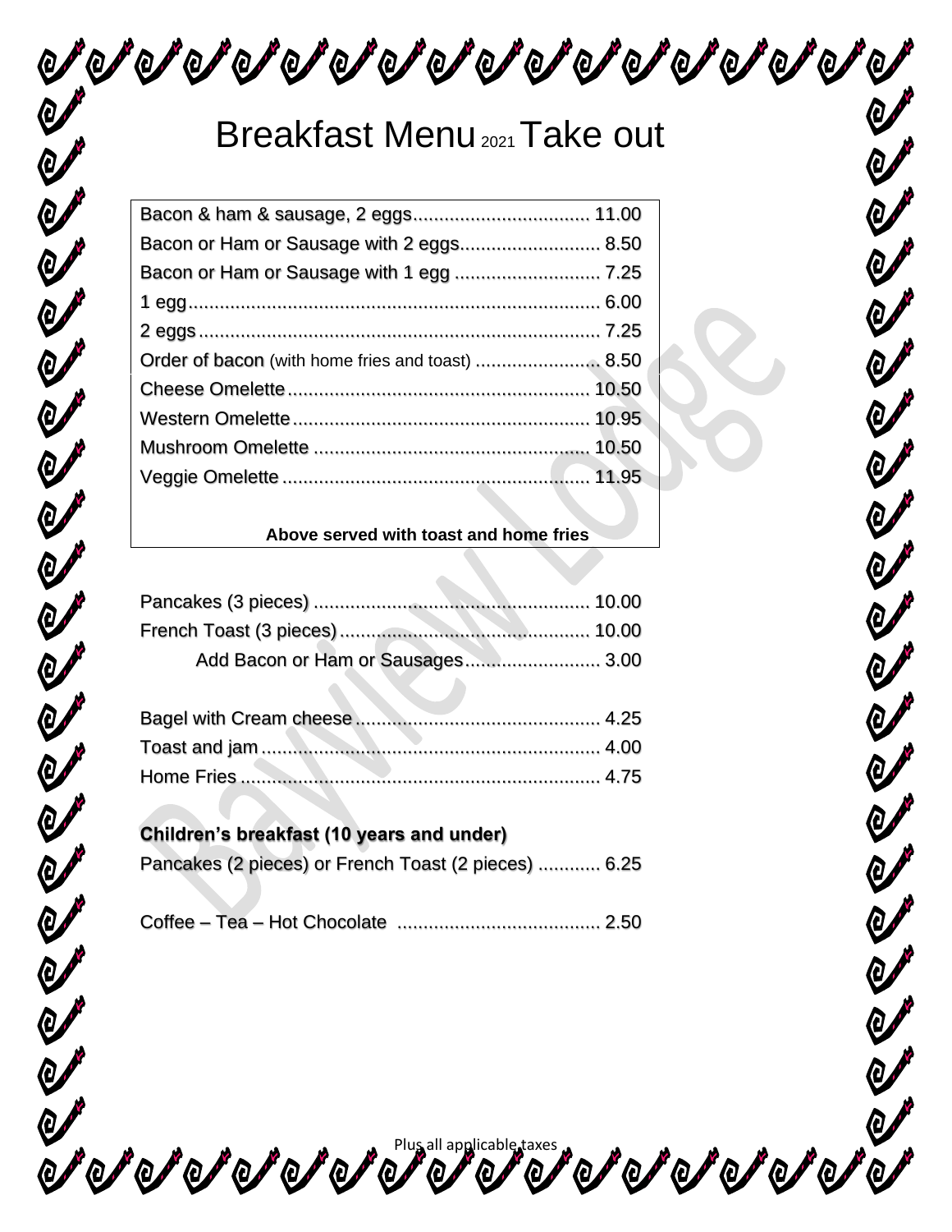# Breakfast Menu 2021 Take out

Bacon & ham & sausage, 2 eggs.................................. 11.00
Bacon or Ham or Sausage with 2 eggs........................... 8.50
Bacon or Ham or Sausage with 1 egg ............................ 7.25
1 egg................................................................................ 6.00
2 eggs.............................................................................. 7.25
Order of bacon (with home fries and toast) ........................ 8.50
Cheese Omelette.......................................................... 10.50
Western Omelette......................................................... 10.95
Mushroom Omelette .................................................... 10.50
Veggie Omelette ........................................................... 11.95

**Above served with toast and home fries**

Pancakes (3 pieces) ..................................................... 10.00
French Toast (3 pieces)................................................ 10.00
Add Bacon or Ham or Sausages.......................... 3.00

Bagel with Cream cheese............................................... 4.25
Toast and jam................................................................. 4.00
Home Fries..................................................................... 4.75

**Children's breakfast (10 years and under)**

Pancakes (2 pieces) or French Toast (2 pieces) ............ 6.25

Coffee – Tea – Hot Chocolate ....................................... 2.50

Plus all applicable taxes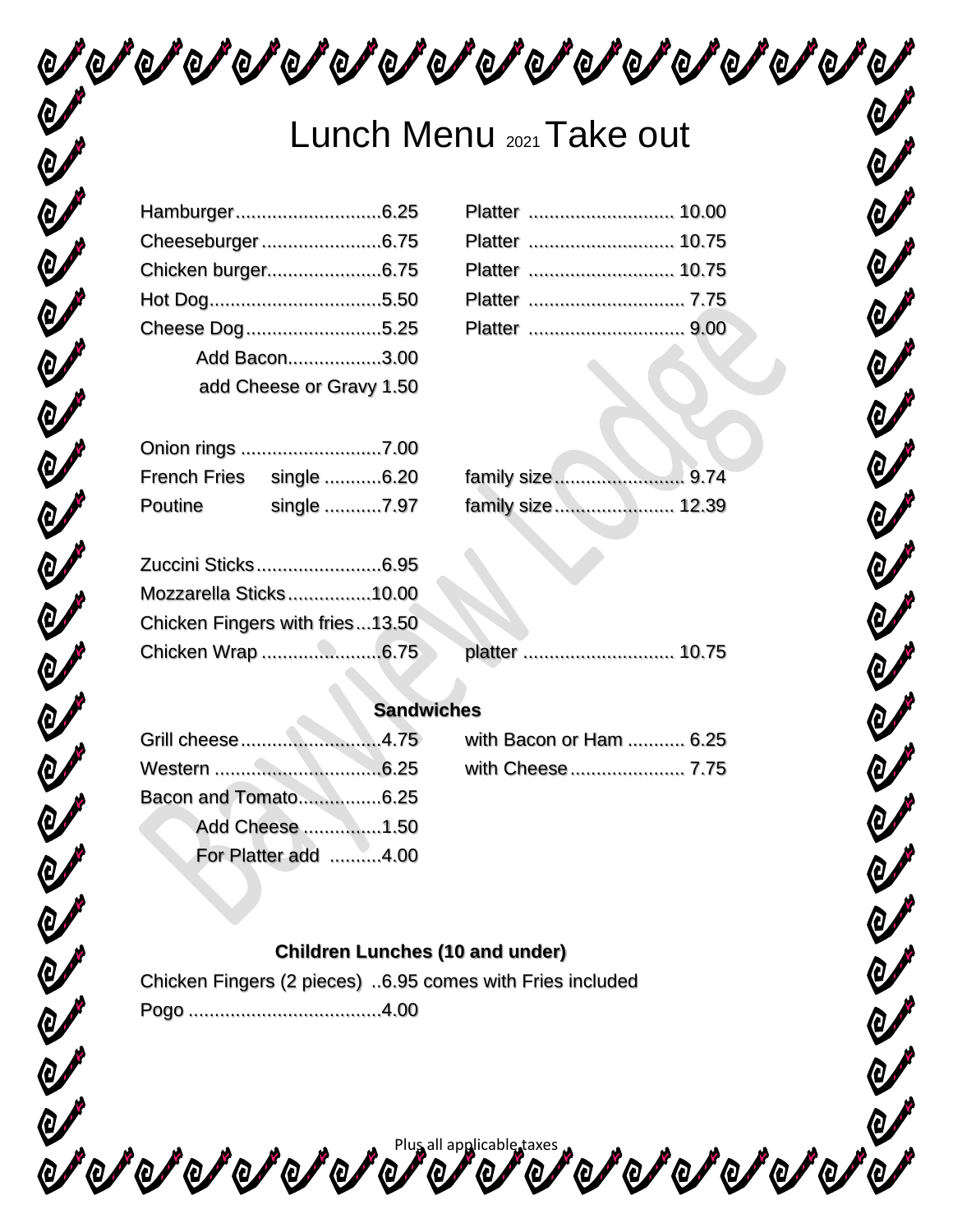# Lunch Menu 2021 Take out

| | |
|---|---|
| Hamburger....................6.25 | Platter ........................ 10.00 |
| Cheeseburger....................6.75 | Platter ........................ 10.75 |
| Chicken burger....................6.75 | Platter ........................ 10.75 |
| Hot Dog....................5.50 | Platter ........................ 7.75 |
| Cheese Dog....................5.25 | Platter ........................ 9.00 |
| Add Bacon....................3.00 | |
| add Cheese or Gravy 1.50 | |
| | |
| Onion rings ....................7.00 | |
| French Fries single ....................6.20 | family size........................ 9.74 |
| Poutine single ....................7.97 | family size........................ 12.39 |
| | |
| Zuccini Sticks....................6.95 | |
| Mozzarella Sticks....................10.00 | |
| Chicken Fingers with fries...13.50 | |
| Chicken Wrap ....................6.75 | platter ........................ 10.75 |

**Sandwiches**

| | |
|---|---|
| Grill cheese....................4.75 | with Bacon or Ham ........... 6.25 |
| Western ....................6.25 | with Cheese........................ 7.75 |
| Bacon and Tomato....................6.25 | |
| Add Cheese ....................1.50 | |
| For Platter add ..........4.00 | |

**Children Lunches (10 and under)**

Chicken Fingers (2 pieces) ..6.95 comes with Fries included

Pogo ....................................4.00

Plus all applicable taxes